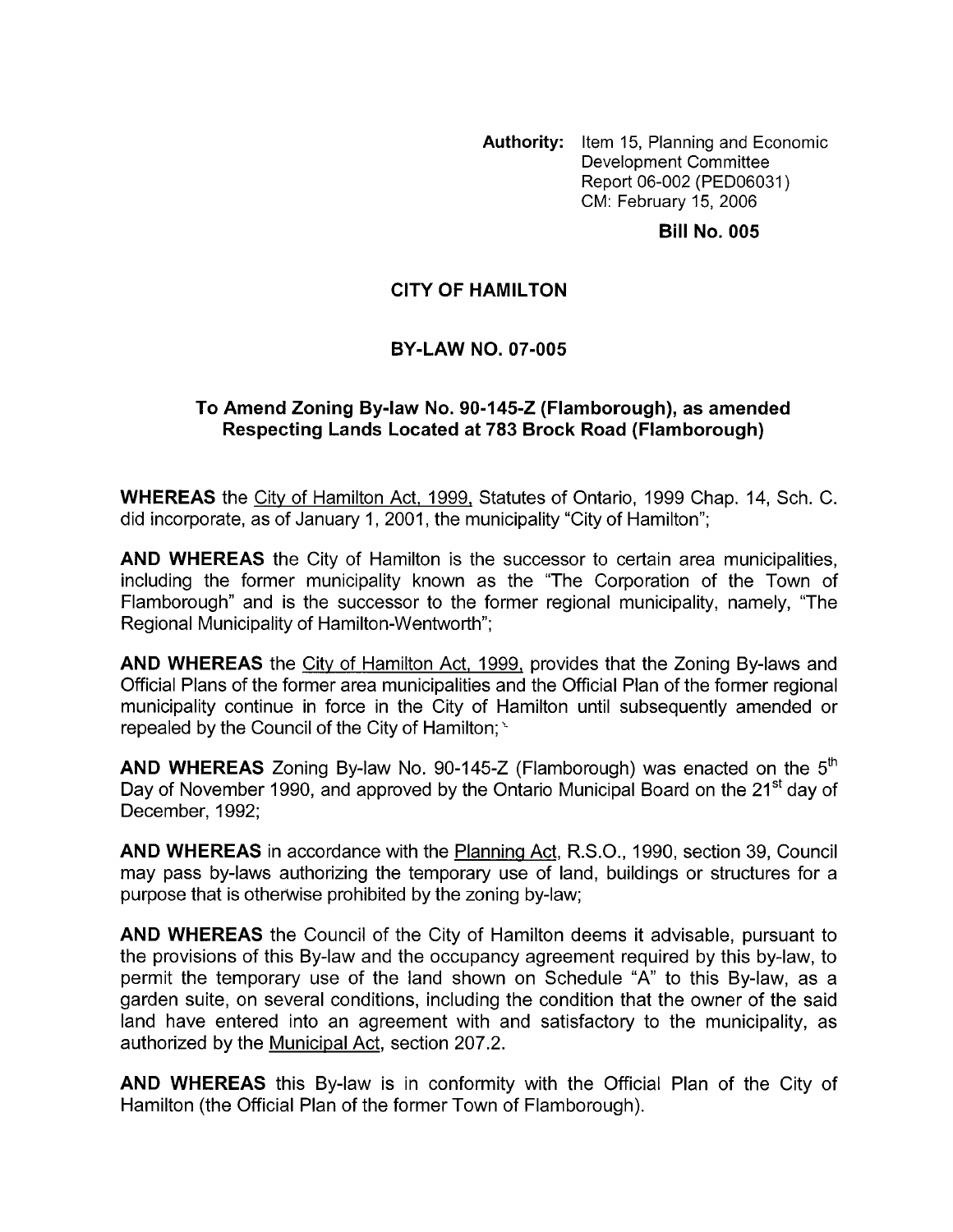**Authority:** Item 15, Planning and Economic Development Committee Report 06-002 (PED06031) CM: February 15, 2006

**Bill No. 005**

# CITY OF HAMILTON

## BY-LAW NO. 07-005

### To Amend Zoning By-law No. 90-145-Z (Flamborough), as amended Respecting Lands Located at 783 Brock Road (Flamborough)

**WHEREAS** the City of Hamilton Act, 1999, Statutes of Ontario, 1999 Chap. 14, Sch. C. did incorporate, as of January 1, 2001, the municipality "City of Hamilton";

**AND WHEREAS** the City of Hamilton is the successor to certain area municipalities, including the former municipality known as the "The Corporation of the Town of Flamborough" and is the successor to the former regional municipality, namely, "The Regional Municipality of Hamilton-Wentworth";

**AND WHEREAS** the City of Hamilton Act, 1999, provides that the Zoning By-laws and Official Plans of the former area municipalities and the Official Plan of the former regional municipality continue in force in the City of Hamilton until subsequently amended or repealed by the Council of the City of Hamilton;

**AND WHEREAS** Zoning By-law No. 90-145-Z (Flamborough) was enacted on the 5th Day of November 1990, and approved by the Ontario Municipal Board on the 21st day of December, 1992;

**AND WHEREAS** in accordance with the Planning Act, R.S.O., 1990, section 39, Council may pass by-laws authorizing the temporary use of land, buildings or structures for a purpose that is otherwise prohibited by the zoning by-law;

**AND WHEREAS** the Council of the City of Hamilton deems it advisable, pursuant to the provisions of this By-law and the occupancy agreement required by this by-law, to permit the temporary use of the land shown on Schedule "A" to this By-law, as a garden suite, on several conditions, including the condition that the owner of the said land have entered into an agreement with and satisfactory to the municipality, as authorized by the Municipal Act, section 207.2.

**AND WHEREAS** this By-law is in conformity with the Official Plan of the City of Hamilton (the Official Plan of the former Town of Flamborough).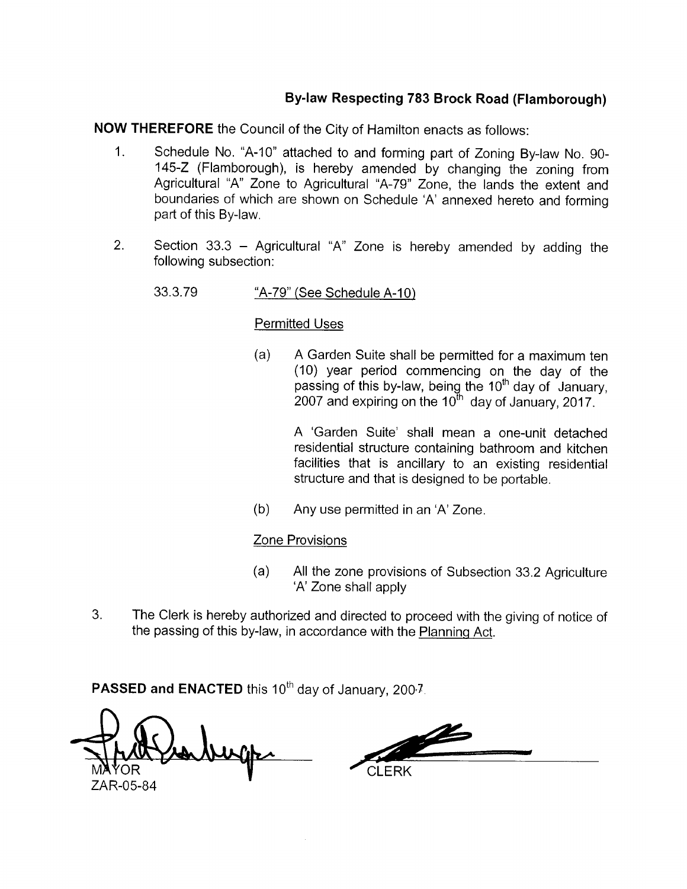## By-law Respecting 783 Brock Road (Flamborough)

**NOW THEREFORE** the Council of the City of Hamilton enacts as follows:

1. Schedule No. "A-10" attached to and forming part of Zoning By-law No. 90-145-Z (Flamborough), is hereby amended by changing the zoning from Agricultural "A" Zone to Agricultural "A-79" Zone, the lands the extent and boundaries of which are shown on Schedule 'A' annexed hereto and forming part of this By-law.

2. Section 33.3 – Agricultural "A" Zone is hereby amended by adding the following subsection:

   33.3.79 "A-79" (See Schedule A-10)

   Permitted Uses

   (a) A Garden Suite shall be permitted for a maximum ten (10) year period commencing on the day of the passing of this by-law, being the 10th day of January, 2007 and expiring on the 10th day of January, 2017.

   A 'Garden Suite' shall mean a one-unit detached residential structure containing bathroom and kitchen facilities that is ancillary to an existing residential structure and that is designed to be portable.

   (b) Any use permitted in an 'A' Zone.

   Zone Provisions

   (a) All the zone provisions of Subsection 33.2 Agriculture 'A' Zone shall apply

3. The Clerk is hereby authorized and directed to proceed with the giving of notice of the passing of this by-law, in accordance with the Planning Act.

**PASSED and ENACTED** this 10th day of January, 2007.

MAYOR

ZAR-05-84

CLERK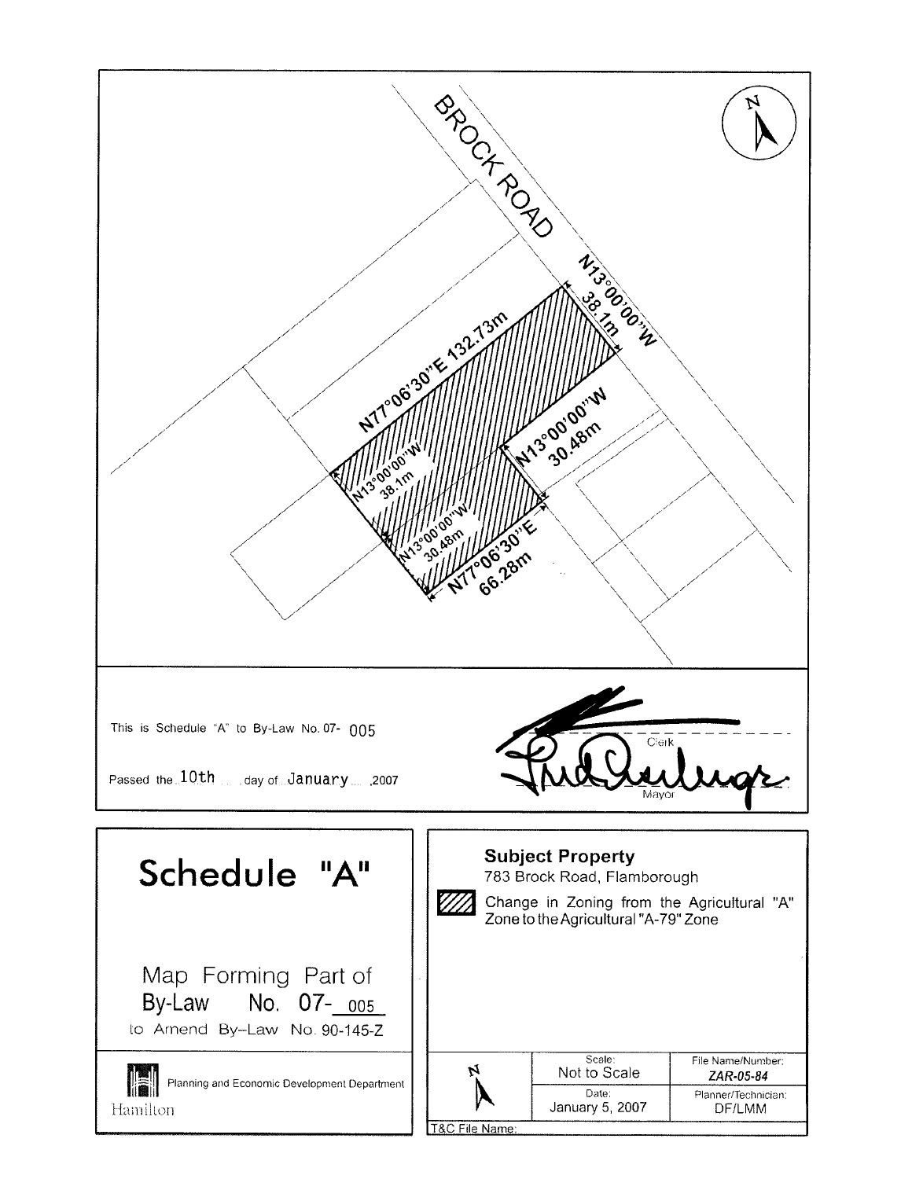BROCK ROAD

N13°00'00"W 38.1m

N77°06'30"E 132.73m

N13°00'00"W 30.48m

N13°00'00"W 38.1m

N13°00'00"W 30.48m

N77°06'30"E 66.28m

This is Schedule "A" to By-Law No. 07- 005

Passed the 10th day of January ,2007

Clerk

Mayor

# Schedule "A"

Map Forming Part of
By-Law No. 07- 005
to Amend By-Law No. 90-145-Z

Planning and Economic Development Department

Hamilton

**Subject Property**
783 Brock Road, Flamborough

Change in Zoning from the Agricultural "A" Zone to the Agricultural "A-79" Zone

| Scale: | File Name/Number: |
|---|---|
| Not to Scale | *ZAR-05-84* |
| Date: | Planner/Technician: |
| January 5, 2007 | DF/LMM |

T&C File Name: